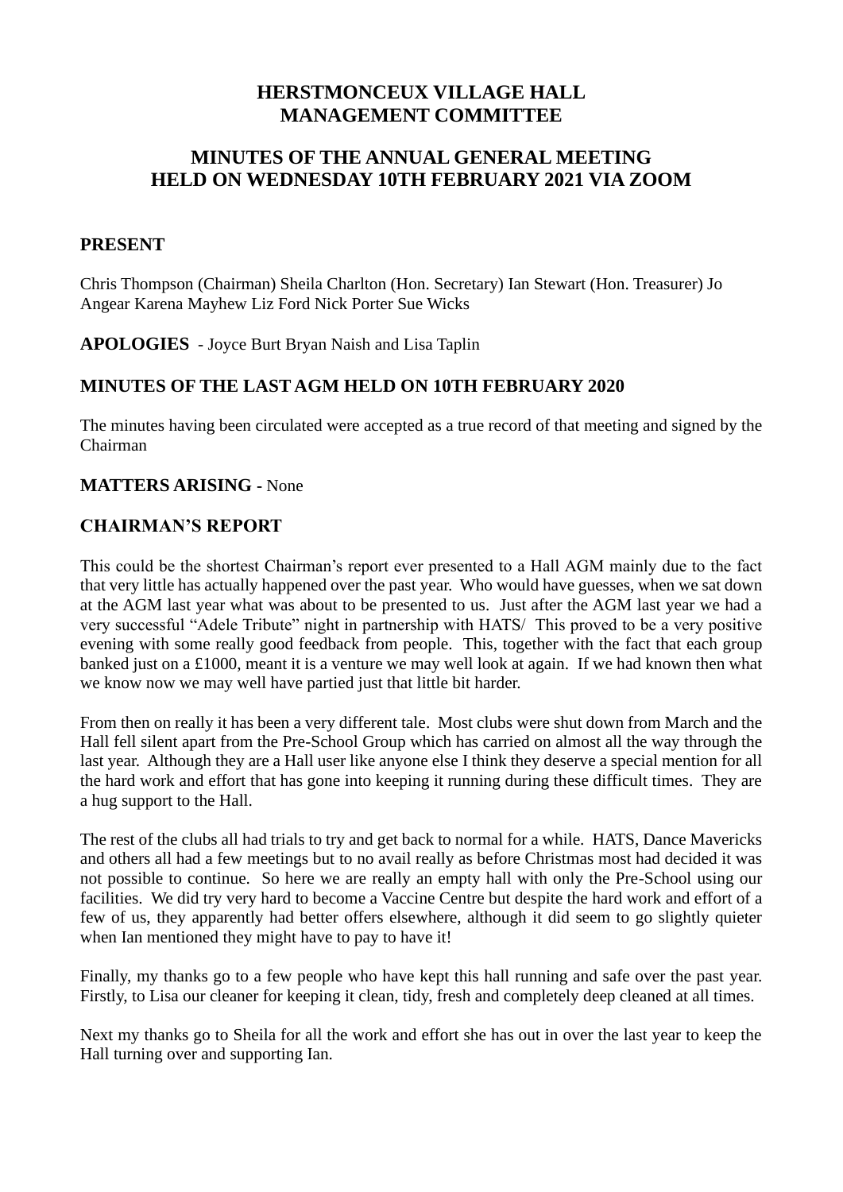# HERSTMONCEUX VILLAGE HALL MANAGEMENT COMMITTEE

## MINUTES OF THE ANNUAL GENERAL MEETING HELD ON WEDNESDAY 10TH FEBRUARY 2021 VIA ZOOM

### PRESENT

Chris Thompson (Chairman) Sheila Charlton (Hon. Secretary) Ian Stewart (Hon. Treasurer) Jo Angear Karena Mayhew Liz Ford Nick Porter Sue Wicks

**APOLOGIES** - Joyce Burt Bryan Naish and Lisa Taplin

### MINUTES OF THE LAST AGM HELD ON 10TH FEBRUARY 2020

The minutes having been circulated were accepted as a true record of that meeting and signed by the Chairman

**MATTERS ARISING** - None

### CHAIRMAN'S REPORT

This could be the shortest Chairman's report ever presented to a Hall AGM mainly due to the fact that very little has actually happened over the past year. Who would have guesses, when we sat down at the AGM last year what was about to be presented to us. Just after the AGM last year we had a very successful "Adele Tribute" night in partnership with HATS/ This proved to be a very positive evening with some really good feedback from people. This, together with the fact that each group banked just on a £1000, meant it is a venture we may well look at again. If we had known then what we know now we may well have partied just that little bit harder.

From then on really it has been a very different tale. Most clubs were shut down from March and the Hall fell silent apart from the Pre-School Group which has carried on almost all the way through the last year. Although they are a Hall user like anyone else I think they deserve a special mention for all the hard work and effort that has gone into keeping it running during these difficult times. They are a hug support to the Hall.

The rest of the clubs all had trials to try and get back to normal for a while. HATS, Dance Mavericks and others all had a few meetings but to no avail really as before Christmas most had decided it was not possible to continue. So here we are really an empty hall with only the Pre-School using our facilities. We did try very hard to become a Vaccine Centre but despite the hard work and effort of a few of us, they apparently had better offers elsewhere, although it did seem to go slightly quieter when Ian mentioned they might have to pay to have it!

Finally, my thanks go to a few people who have kept this hall running and safe over the past year. Firstly, to Lisa our cleaner for keeping it clean, tidy, fresh and completely deep cleaned at all times.

Next my thanks go to Sheila for all the work and effort she has out in over the last year to keep the Hall turning over and supporting Ian.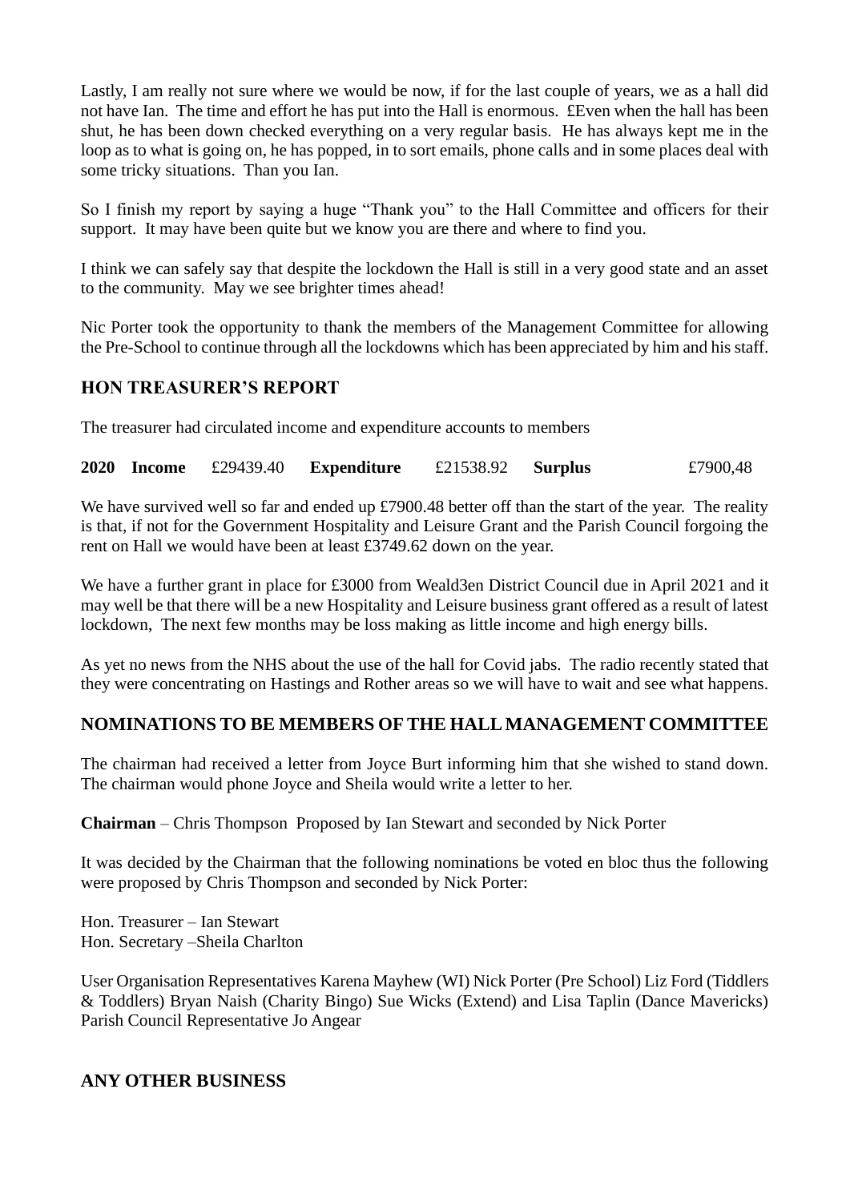Lastly, I am really not sure where we would be now, if for the last couple of years, we as a hall did not have Ian. The time and effort he has put into the Hall is enormous. £Even when the hall has been shut, he has been down checked everything on a very regular basis. He has always kept me in the loop as to what is going on, he has popped, in to sort emails, phone calls and in some places deal with some tricky situations. Than you Ian.

So I finish my report by saying a huge "Thank you" to the Hall Committee and officers for their support. It may have been quite but we know you are there and where to find you.

I think we can safely say that despite the lockdown the Hall is still in a very good state and an asset to the community. May we see brighter times ahead!

Nic Porter took the opportunity to thank the members of the Management Committee for allowing the Pre-School to continue through all the lockdowns which has been appreciated by him and his staff.

## HON TREASURER'S REPORT

The treasurer had circulated income and expenditure accounts to members

| **2020** | **Income** | £29439.40 | **Expenditure** | £21538.92 | **Surplus** | £7900,48 |
|---|---|---|---|---|---|---|

We have survived well so far and ended up £7900.48 better off than the start of the year. The reality is that, if not for the Government Hospitality and Leisure Grant and the Parish Council forgoing the rent on Hall we would have been at least £3749.62 down on the year.

We have a further grant in place for £3000 from Weald3en District Council due in April 2021 and it may well be that there will be a new Hospitality and Leisure business grant offered as a result of latest lockdown, The next few months may be loss making as little income and high energy bills.

As yet no news from the NHS about the use of the hall for Covid jabs. The radio recently stated that they were concentrating on Hastings and Rother areas so we will have to wait and see what happens.

## NOMINATIONS TO BE MEMBERS OF THE HALL MANAGEMENT COMMITTEE

The chairman had received a letter from Joyce Burt informing him that she wished to stand down. The chairman would phone Joyce and Sheila would write a letter to her.

**Chairman** – Chris Thompson Proposed by Ian Stewart and seconded by Nick Porter

It was decided by the Chairman that the following nominations be voted en bloc thus the following were proposed by Chris Thompson and seconded by Nick Porter:

Hon. Treasurer – Ian Stewart
Hon. Secretary –Sheila Charlton

User Organisation Representatives Karena Mayhew (WI) Nick Porter (Pre School) Liz Ford (Tiddlers & Toddlers) Bryan Naish (Charity Bingo) Sue Wicks (Extend) and Lisa Taplin (Dance Mavericks) Parish Council Representative Jo Angear

## ANY OTHER BUSINESS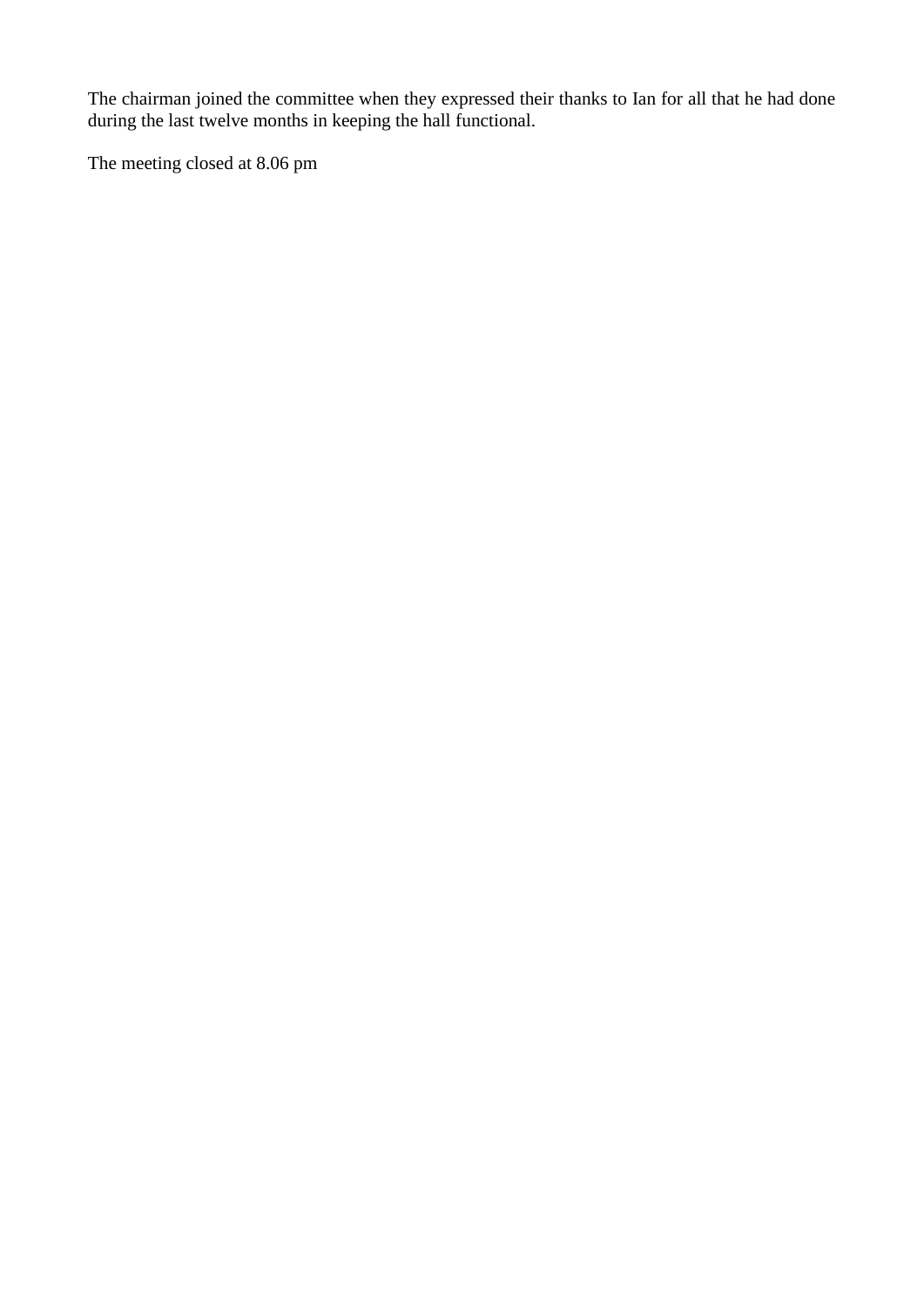The chairman joined the committee when they expressed their thanks to Ian for all that he had done during the last twelve months in keeping the hall functional.

The meeting closed at 8.06 pm